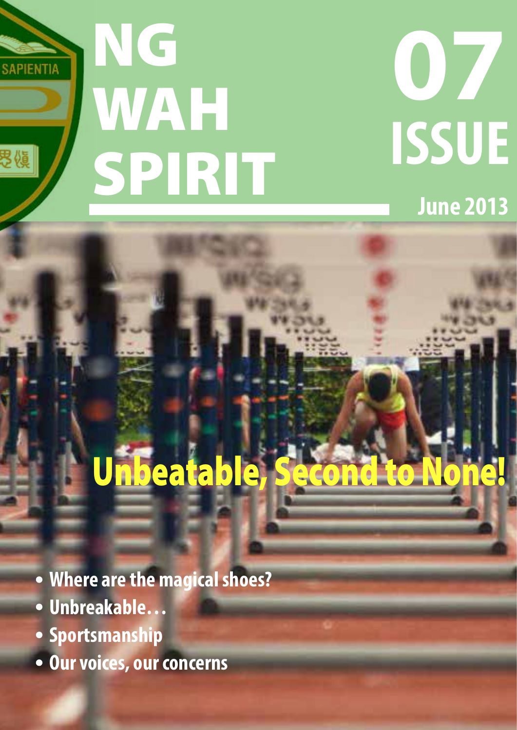# NG WAH SPIRIT

# 07 ISSUE

June 2013

## Unbeatable, Second to None!

- Where are the magical shoes?
- Unbreakable…
- Sportsmanship
- Our voices, our concerns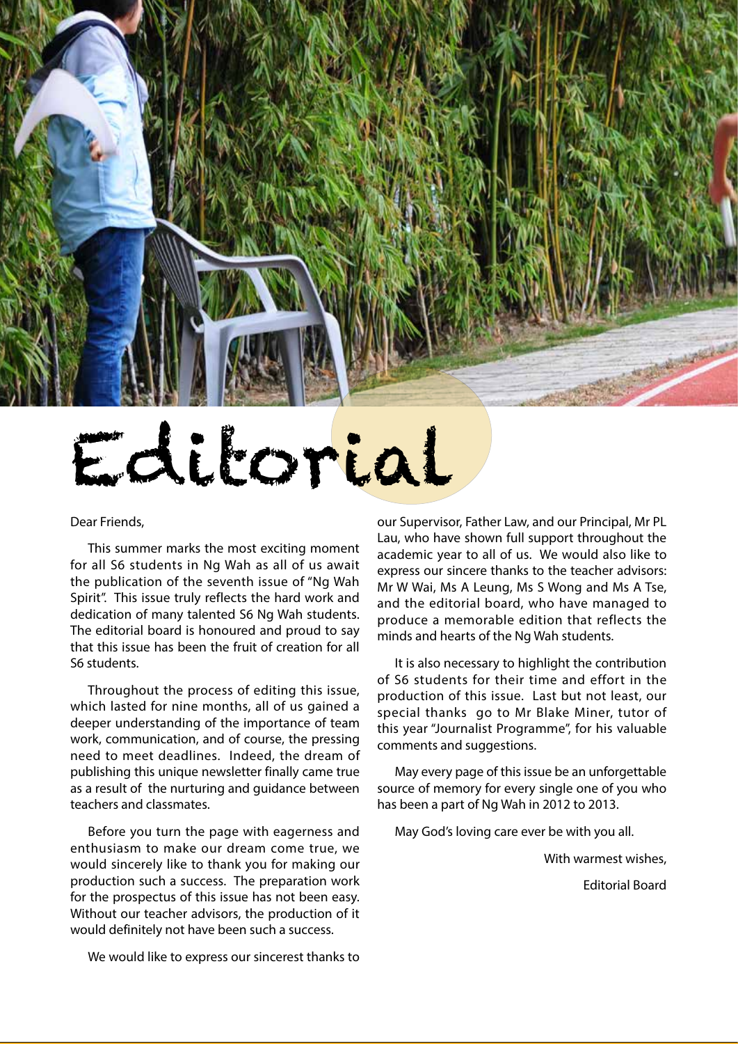# Editorial

Dear Friends,

This summer marks the most exciting moment for all S6 students in Ng Wah as all of us await the publication of the seventh issue of "Ng Wah Spirit". This issue truly reflects the hard work and dedication of many talented S6 Ng Wah students. The editorial board is honoured and proud to say that this issue has been the fruit of creation for all S6 students.

Throughout the process of editing this issue, which lasted for nine months, all of us gained a deeper understanding of the importance of team work, communication, and of course, the pressing need to meet deadlines. Indeed, the dream of publishing this unique newsletter finally came true as a result of the nurturing and guidance between teachers and classmates.

Before you turn the page with eagerness and enthusiasm to make our dream come true, we would sincerely like to thank you for making our production such a success. The preparation work for the prospectus of this issue has not been easy. Without our teacher advisors, the production of it would definitely not have been such a success.

We would like to express our sincerest thanks to our Supervisor, Father Law, and our Principal, Mr PL Lau, who have shown full support throughout the academic year to all of us. We would also like to express our sincere thanks to the teacher advisors: Mr W Wai, Ms A Leung, Ms S Wong and Ms A Tse, and the editorial board, who have managed to produce a memorable edition that reflects the minds and hearts of the Ng Wah students.

It is also necessary to highlight the contribution of S6 students for their time and effort in the production of this issue. Last but not least, our special thanks go to Mr Blake Miner, tutor of this year "Journalist Programme", for his valuable comments and suggestions.

May every page of this issue be an unforgettable source of memory for every single one of you who has been a part of Ng Wah in 2012 to 2013.

May God's loving care ever be with you all.

With warmest wishes,

Editorial Board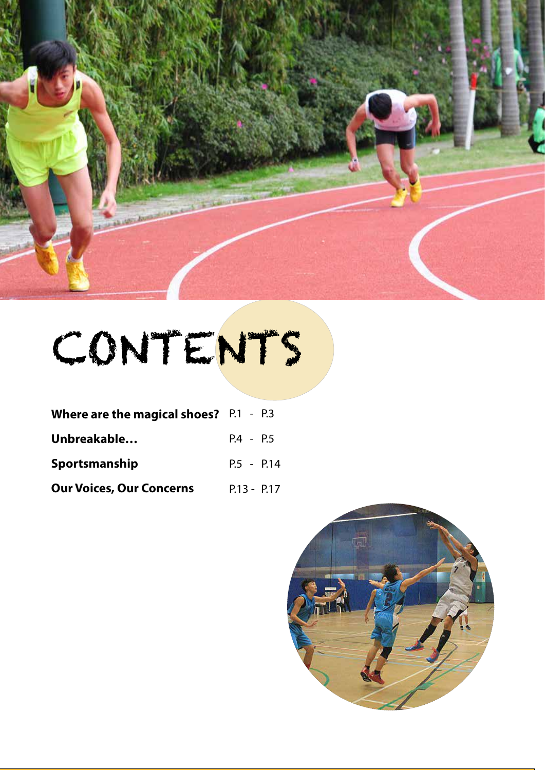# CONTENTS

| | |
|---|---|
| **Where are the magical shoes?** | P.1 - P.3 |
| **Unbreakable…** | P.4 - P.5 |
| **Sportsmanship** | P.5 - P.14 |
| **Our Voices, Our Concerns** | P.13 - P.17 |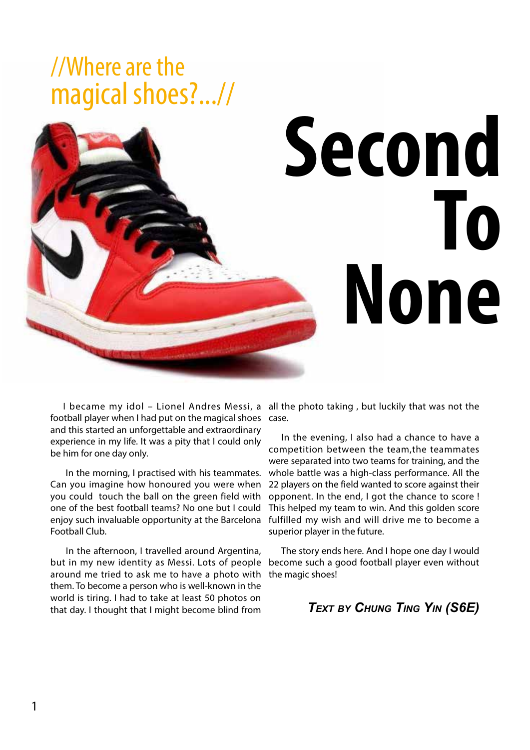//Where are the magical shoes?...//

# Second To None

I became my idol – Lionel Andres Messi, a football player when I had put on the magical shoes and this started an unforgettable and extraordinary experience in my life. It was a pity that I could only be him for one day only.

In the morning, I practised with his teammates. Can you imagine how honoured you were when you could touch the ball on the green field with one of the best football teams? No one but I could enjoy such invaluable opportunity at the Barcelona Football Club.

In the afternoon, I travelled around Argentina, but in my new identity as Messi. Lots of people around me tried to ask me to have a photo with them. To become a person who is well-known in the world is tiring. I had to take at least 50 photos on that day. I thought that I might become blind from all the photo taking , but luckily that was not the case.

In the evening, I also had a chance to have a competition between the team,the teammates were separated into two teams for training, and the whole battle was a high-class performance. All the 22 players on the field wanted to score against their opponent. In the end, I got the chance to score ! This helped my team to win. And this golden score fulfilled my wish and will drive me to become a superior player in the future.

The story ends here. And I hope one day I would become such a good football player even without the magic shoes!

***Text by Chung Ting Yin (S6E)***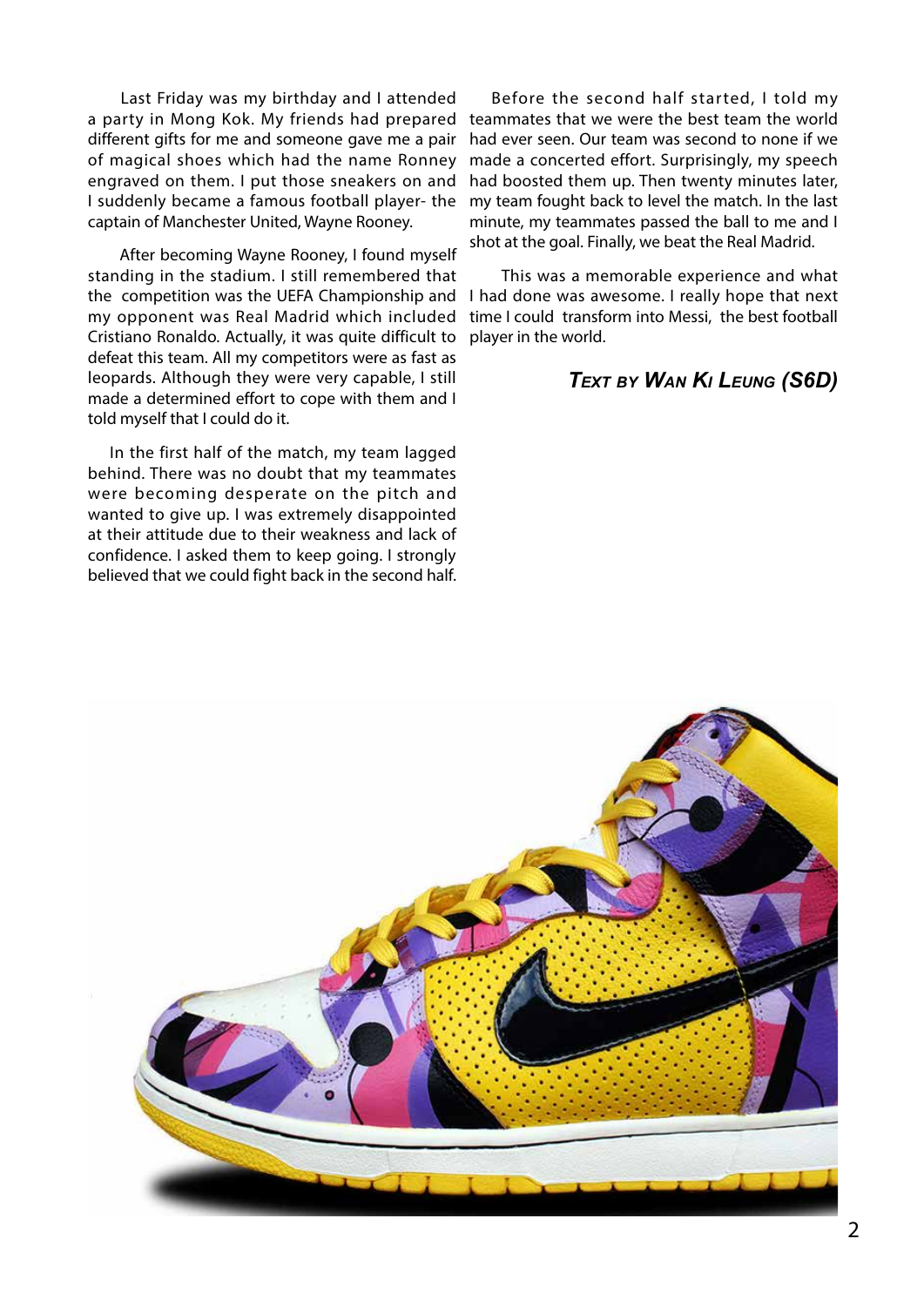Last Friday was my birthday and I attended a party in Mong Kok. My friends had prepared different gifts for me and someone gave me a pair of magical shoes which had the name Ronney engraved on them. I put those sneakers on and I suddenly became a famous football player- the captain of Manchester United, Wayne Rooney.

After becoming Wayne Rooney, I found myself standing in the stadium. I still remembered that the competition was the UEFA Championship and my opponent was Real Madrid which included Cristiano Ronaldo. Actually, it was quite difficult to defeat this team. All my competitors were as fast as leopards. Although they were very capable, I still made a determined effort to cope with them and I told myself that I could do it.

In the first half of the match, my team lagged behind. There was no doubt that my teammates were becoming desperate on the pitch and wanted to give up. I was extremely disappointed at their attitude due to their weakness and lack of confidence. I asked them to keep going. I strongly believed that we could fight back in the second half.

Before the second half started, I told my teammates that we were the best team the world had ever seen. Our team was second to none if we made a concerted effort. Surprisingly, my speech had boosted them up. Then twenty minutes later, my team fought back to level the match. In the last minute, my teammates passed the ball to me and I shot at the goal. Finally, we beat the Real Madrid.

This was a memorable experience and what I had done was awesome. I really hope that next time I could transform into Messi, the best football player in the world.

***Text by Wan Ki Leung (S6D)***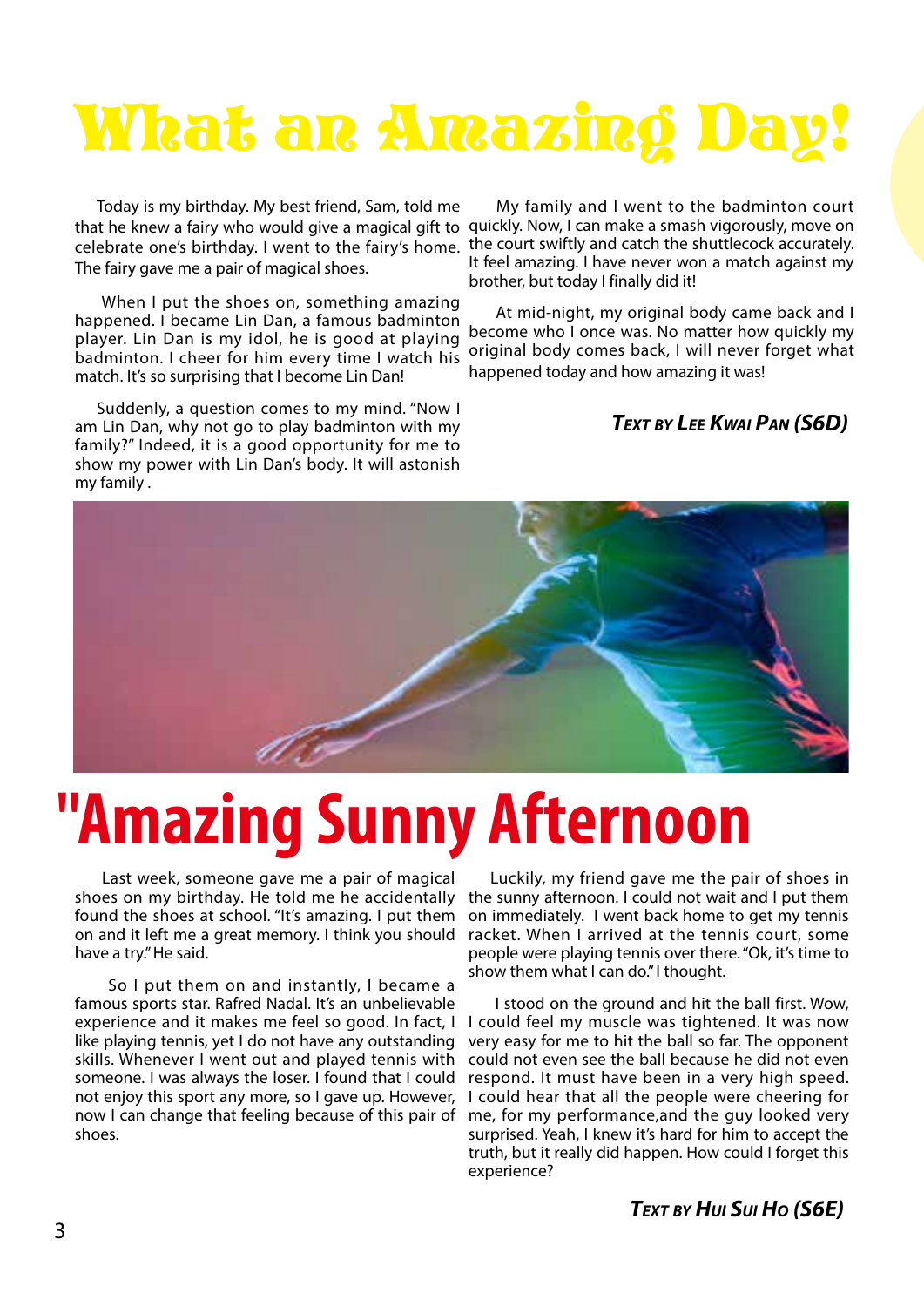# What an Amazing Day!

Today is my birthday. My best friend, Sam, told me that he knew a fairy who would give a magical gift to celebrate one's birthday. I went to the fairy's home. The fairy gave me a pair of magical shoes.

When I put the shoes on, something amazing happened. I became Lin Dan, a famous badminton player. Lin Dan is my idol, he is good at playing badminton. I cheer for him every time I watch his match. It's so surprising that I become Lin Dan!

Suddenly, a question comes to my mind. "Now I am Lin Dan, why not go to play badminton with my family?" Indeed, it is a good opportunity for me to show my power with Lin Dan's body. It will astonish my family .

My family and I went to the badminton court quickly. Now, I can make a smash vigorously, move on the court swiftly and catch the shuttlecock accurately. It feel amazing. I have never won a match against my brother, but today I finally did it!

At mid-night, my original body came back and I become who I once was. No matter how quickly my original body comes back, I will never forget what happened today and how amazing it was!

***Text by Lee Kwai Pan (S6D)***

# "Amazing Sunny Afternoon

Last week, someone gave me a pair of magical shoes on my birthday. He told me he accidentally found the shoes at school. "It's amazing. I put them on and it left me a great memory. I think you should have a try." He said.

So I put them on and instantly, I became a famous sports star. Rafred Nadal. It's an unbelievable experience and it makes me feel so good. In fact, I like playing tennis, yet I do not have any outstanding skills. Whenever I went out and played tennis with someone. I was always the loser. I found that I could not enjoy this sport any more, so I gave up. However, now I can change that feeling because of this pair of shoes.

Luckily, my friend gave me the pair of shoes in the sunny afternoon. I could not wait and I put them on immediately. I went back home to get my tennis racket. When I arrived at the tennis court, some people were playing tennis over there. "Ok, it's time to show them what I can do." I thought.

I stood on the ground and hit the ball first. Wow, I could feel my muscle was tightened. It was now very easy for me to hit the ball so far. The opponent could not even see the ball because he did not even respond. It must have been in a very high speed. I could hear that all the people were cheering for me, for my performance,and the guy looked very surprised. Yeah, I knew it's hard for him to accept the truth, but it really did happen. How could I forget this experience?

***Text by Hui Sui Ho (S6E)***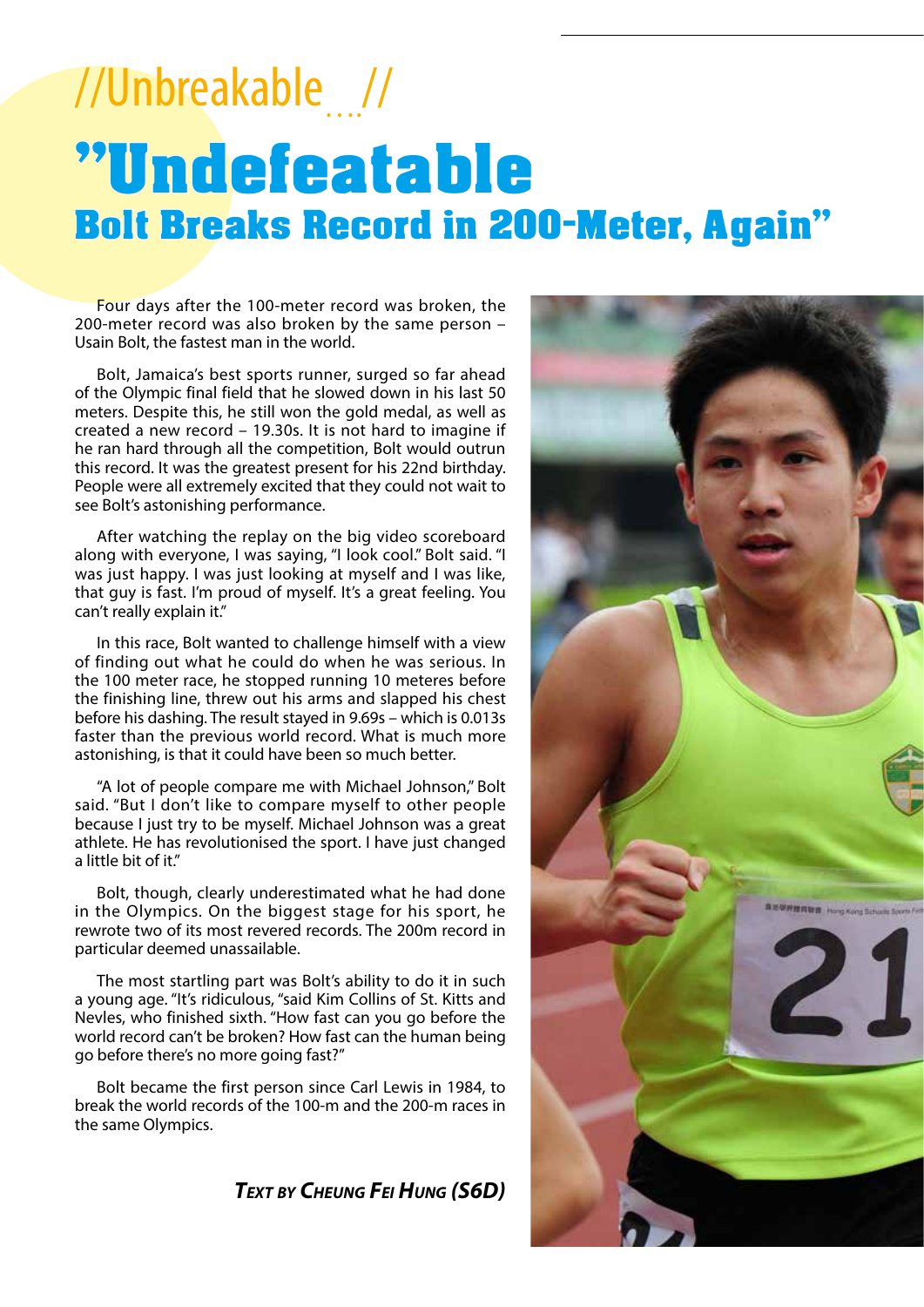# //Unbreakable....//

## "Undefeatable
## Bolt Breaks Record in 200-Meter, Again"

Four days after the 100-meter record was broken, the 200-meter record was also broken by the same person – Usain Bolt, the fastest man in the world.

Bolt, Jamaica's best sports runner, surged so far ahead of the Olympic final field that he slowed down in his last 50 meters. Despite this, he still won the gold medal, as well as created a new record – 19.30s. It is not hard to imagine if he ran hard through all the competition, Bolt would outrun this record. It was the greatest present for his 22nd birthday. People were all extremely excited that they could not wait to see Bolt's astonishing performance.

After watching the replay on the big video scoreboard along with everyone, I was saying, "I look cool." Bolt said. "I was just happy. I was just looking at myself and I was like, that guy is fast. I'm proud of myself. It's a great feeling. You can't really explain it."

In this race, Bolt wanted to challenge himself with a view of finding out what he could do when he was serious. In the 100 meter race, he stopped running 10 meteres before the finishing line, threw out his arms and slapped his chest before his dashing. The result stayed in 9.69s – which is 0.013s faster than the previous world record. What is much more astonishing, is that it could have been so much better.

"A lot of people compare me with Michael Johnson," Bolt said. "But I don't like to compare myself to other people because I just try to be myself. Michael Johnson was a great athlete. He has revolutionised the sport. I have just changed a little bit of it."

Bolt, though, clearly underestimated what he had done in the Olympics. On the biggest stage for his sport, he rewrote two of its most revered records. The 200m record in particular deemed unassailable.

The most startling part was Bolt's ability to do it in such a young age. "It's ridiculous, "said Kim Collins of St. Kitts and Nevles, who finished sixth. "How fast can you go before the world record can't be broken? How fast can the human being go before there's no more going fast?"

Bolt became the first person since Carl Lewis in 1984, to break the world records of the 100-m and the 200-m races in the same Olympics.

***Text by Cheung Fei Hung (S6D)***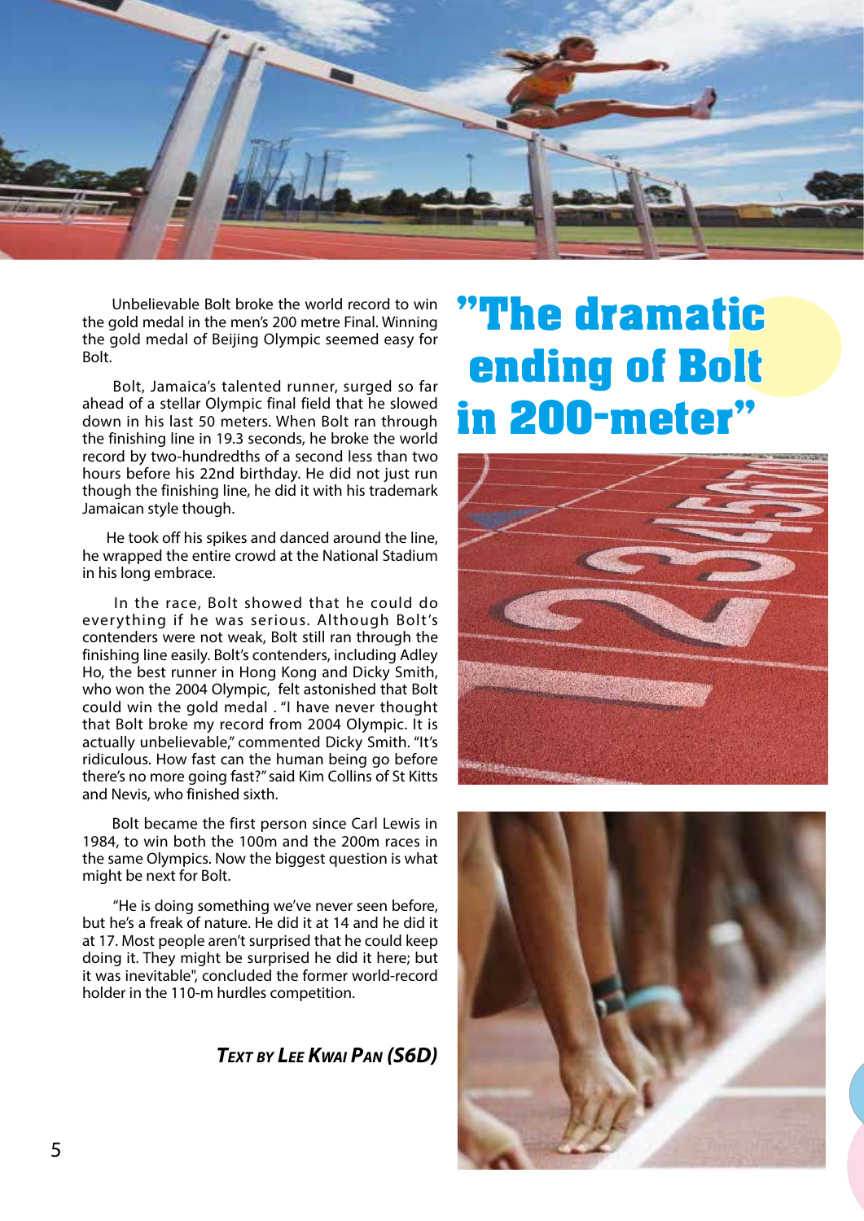# "The dramatic ending of Bolt in 200-meter"

Unbelievable Bolt broke the world record to win the gold medal in the men's 200 metre Final. Winning the gold medal of Beijing Olympic seemed easy for Bolt.

Bolt, Jamaica's talented runner, surged so far ahead of a stellar Olympic final field that he slowed down in his last 50 meters. When Bolt ran through the finishing line in 19.3 seconds, he broke the world record by two-hundredths of a second less than two hours before his 22nd birthday. He did not just run though the finishing line, he did it with his trademark Jamaican style though.

He took off his spikes and danced around the line, he wrapped the entire crowd at the National Stadium in his long embrace.

In the race, Bolt showed that he could do everything if he was serious. Although Bolt's contenders were not weak, Bolt still ran through the finishing line easily. Bolt's contenders, including Adley Ho, the best runner in Hong Kong and Dicky Smith, who won the 2004 Olympic, felt astonished that Bolt could win the gold medal . "I have never thought that Bolt broke my record from 2004 Olympic. It is actually unbelievable," commented Dicky Smith. "It's ridiculous. How fast can the human being go before there's no more going fast?" said Kim Collins of St Kitts and Nevis, who finished sixth.

Bolt became the first person since Carl Lewis in 1984, to win both the 100m and the 200m races in the same Olympics. Now the biggest question is what might be next for Bolt.

"He is doing something we've never seen before, but he's a freak of nature. He did it at 14 and he did it at 17. Most people aren't surprised that he could keep doing it. They might be surprised he did it here; but it was inevitable", concluded the former world-record holder in the 110-m hurdles competition.

***Text by Lee Kwai Pan (S6D)***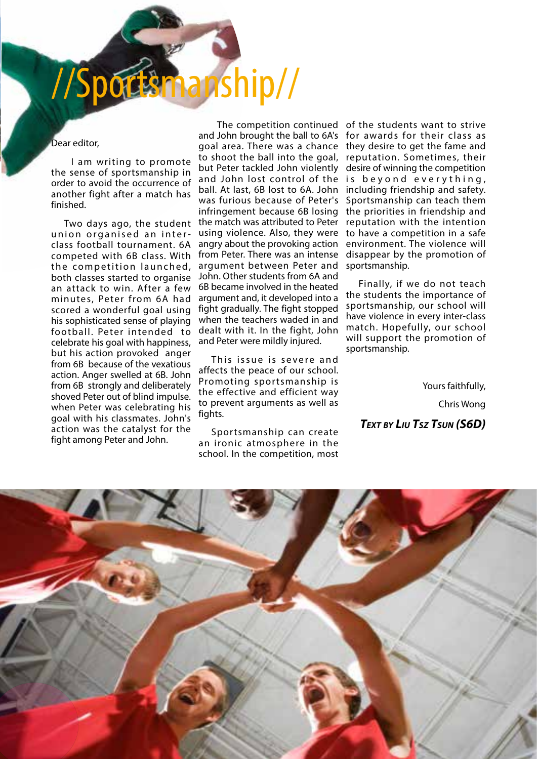# //Sportsmanship//

Dear editor,

I am writing to promote the sense of sportsmanship in order to avoid the occurrence of another fight after a match has finished.

Two days ago, the student union organised an inter-class football tournament. 6A competed with 6B class. With the competition launched, both classes started to organise an attack to win. After a few minutes, Peter from 6A had scored a wonderful goal using his sophisticated sense of playing football. Peter intended to celebrate his goal with happiness, but his action provoked anger from 6B because of the vexatious action. Anger swelled at 6B. John from 6B strongly and deliberately shoved Peter out of blind impulse. when Peter was celebrating his goal with his classmates. John's action was the catalyst for the fight among Peter and John.

The competition continued and John brought the ball to 6A's goal area. There was a chance to shoot the ball into the goal, but Peter tackled John violently and John lost control of the ball. At last, 6B lost to 6A. John was furious because of Peter's infringement because 6B losing the match was attributed to Peter using violence. Also, they were angry about the provoking action from Peter. There was an intense argument between Peter and John. Other students from 6A and 6B became involved in the heated argument and, it developed into a fight gradually. The fight stopped when the teachers waded in and dealt with it. In the fight, John and Peter were mildly injured.

This issue is severe and affects the peace of our school. Promoting sportsmanship is the effective and efficient way to prevent arguments as well as fights.

Sportsmanship can create an ironic atmosphere in the school. In the competition, most of the students want to strive for awards for their class as they desire to get the fame and reputation. Sometimes, their desire of winning the competition is beyond everything, including friendship and safety. Sportsmanship can teach them the priorities in friendship and reputation with the intention to have a competition in a safe environment. The violence will disappear by the promotion of sportsmanship.

Finally, if we do not teach the students the importance of sportsmanship, our school will have violence in every inter-class match. Hopefully, our school will support the promotion of sportsmanship.

Yours faithfully,

Chris Wong

***Text by Liu Tsz Tsun (S6D)***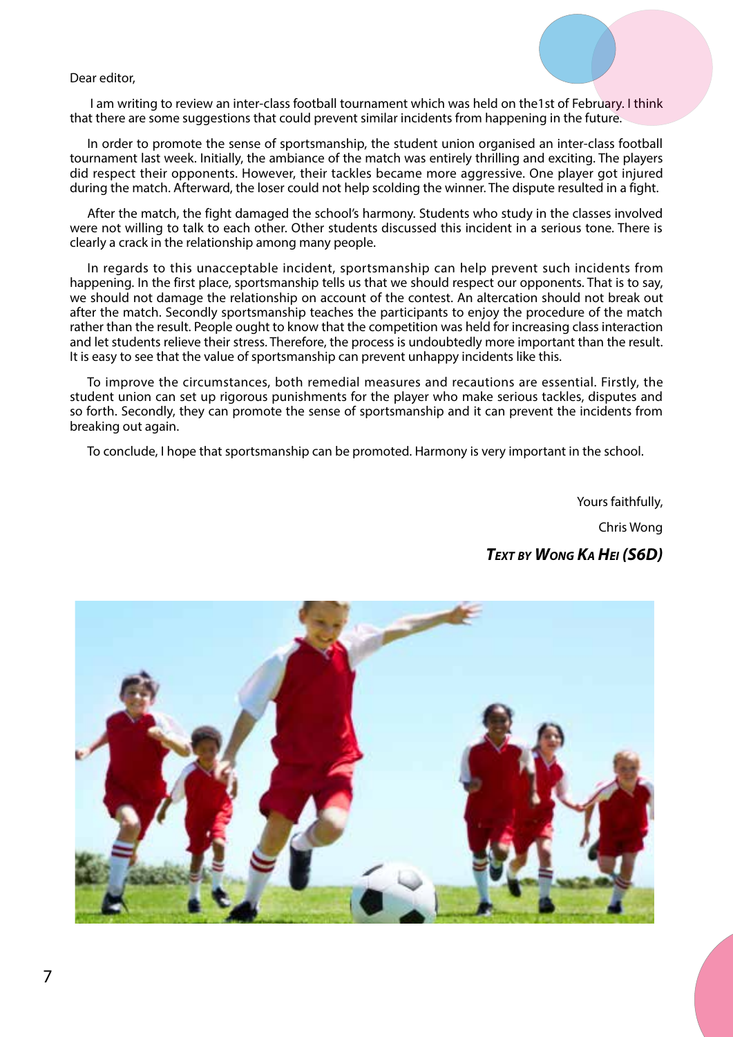Dear editor,

I am writing to review an inter-class football tournament which was held on the1st of February. I think that there are some suggestions that could prevent similar incidents from happening in the future.

In order to promote the sense of sportsmanship, the student union organised an inter-class football tournament last week. Initially, the ambiance of the match was entirely thrilling and exciting. The players did respect their opponents. However, their tackles became more aggressive. One player got injured during the match. Afterward, the loser could not help scolding the winner. The dispute resulted in a fight.

After the match, the fight damaged the school's harmony. Students who study in the classes involved were not willing to talk to each other. Other students discussed this incident in a serious tone. There is clearly a crack in the relationship among many people.

In regards to this unacceptable incident, sportsmanship can help prevent such incidents from happening. In the first place, sportsmanship tells us that we should respect our opponents. That is to say, we should not damage the relationship on account of the contest. An altercation should not break out after the match. Secondly sportsmanship teaches the participants to enjoy the procedure of the match rather than the result. People ought to know that the competition was held for increasing class interaction and let students relieve their stress. Therefore, the process is undoubtedly more important than the result. It is easy to see that the value of sportsmanship can prevent unhappy incidents like this.

To improve the circumstances, both remedial measures and recautions are essential. Firstly, the student union can set up rigorous punishments for the player who make serious tackles, disputes and so forth. Secondly, they can promote the sense of sportsmanship and it can prevent the incidents from breaking out again.

To conclude, I hope that sportsmanship can be promoted. Harmony is very important in the school.

Yours faithfully,

Chris Wong

***Text by Wong Ka Hei (S6D)***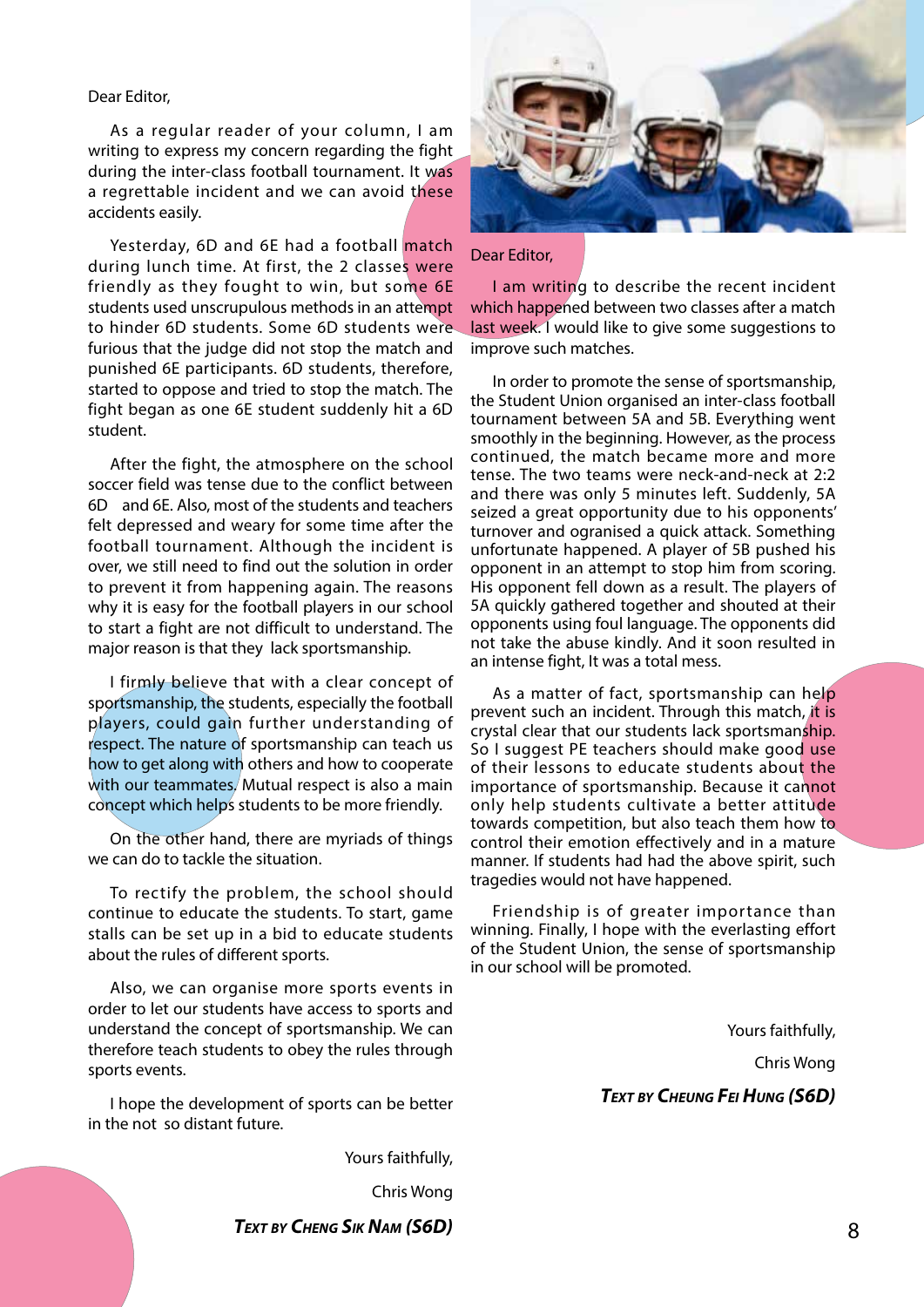Dear Editor,

As a regular reader of your column, I am writing to express my concern regarding the fight during the inter-class football tournament. It was a regrettable incident and we can avoid these accidents easily.

Yesterday, 6D and 6E had a football match during lunch time. At first, the 2 classes were friendly as they fought to win, but some 6E students used unscrupulous methods in an attempt to hinder 6D students. Some 6D students were furious that the judge did not stop the match and punished 6E participants. 6D students, therefore, started to oppose and tried to stop the match. The fight began as one 6E student suddenly hit a 6D student.

After the fight, the atmosphere on the school soccer field was tense due to the conflict between 6D and 6E. Also, most of the students and teachers felt depressed and weary for some time after the football tournament. Although the incident is over, we still need to find out the solution in order to prevent it from happening again. The reasons why it is easy for the football players in our school to start a fight are not difficult to understand. The major reason is that they lack sportsmanship.

I firmly believe that with a clear concept of sportsmanship, the students, especially the football players, could gain further understanding of respect. The nature of sportsmanship can teach us how to get along with others and how to cooperate with our teammates. Mutual respect is also a main concept which helps students to be more friendly.

On the other hand, there are myriads of things we can do to tackle the situation.

To rectify the problem, the school should continue to educate the students. To start, game stalls can be set up in a bid to educate students about the rules of different sports.

Also, we can organise more sports events in order to let our students have access to sports and understand the concept of sportsmanship. We can therefore teach students to obey the rules through sports events.

I hope the development of sports can be better in the not so distant future.

Yours faithfully,

Chris Wong

***Text by Cheng Sik Nam (S6D)***

Dear Editor,

I am writing to describe the recent incident which happened between two classes after a match last week. I would like to give some suggestions to improve such matches.

In order to promote the sense of sportsmanship, the Student Union organised an inter-class football tournament between 5A and 5B. Everything went smoothly in the beginning. However, as the process continued, the match became more and more tense. The two teams were neck-and-neck at 2:2 and there was only 5 minutes left. Suddenly, 5A seized a great opportunity due to his opponents' turnover and ogranised a quick attack. Something unfortunate happened. A player of 5B pushed his opponent in an attempt to stop him from scoring. His opponent fell down as a result. The players of 5A quickly gathered together and shouted at their opponents using foul language. The opponents did not take the abuse kindly. And it soon resulted in an intense fight, It was a total mess.

As a matter of fact, sportsmanship can help prevent such an incident. Through this match, it is crystal clear that our students lack sportsmanship. So I suggest PE teachers should make good use of their lessons to educate students about the importance of sportsmanship. Because it cannot only help students cultivate a better attitude towards competition, but also teach them how to control their emotion effectively and in a mature manner. If students had had the above spirit, such tragedies would not have happened.

Friendship is of greater importance than winning. Finally, I hope with the everlasting effort of the Student Union, the sense of sportsmanship in our school will be promoted.

Yours faithfully,

Chris Wong

***Text by Cheung Fei Hung (S6D)***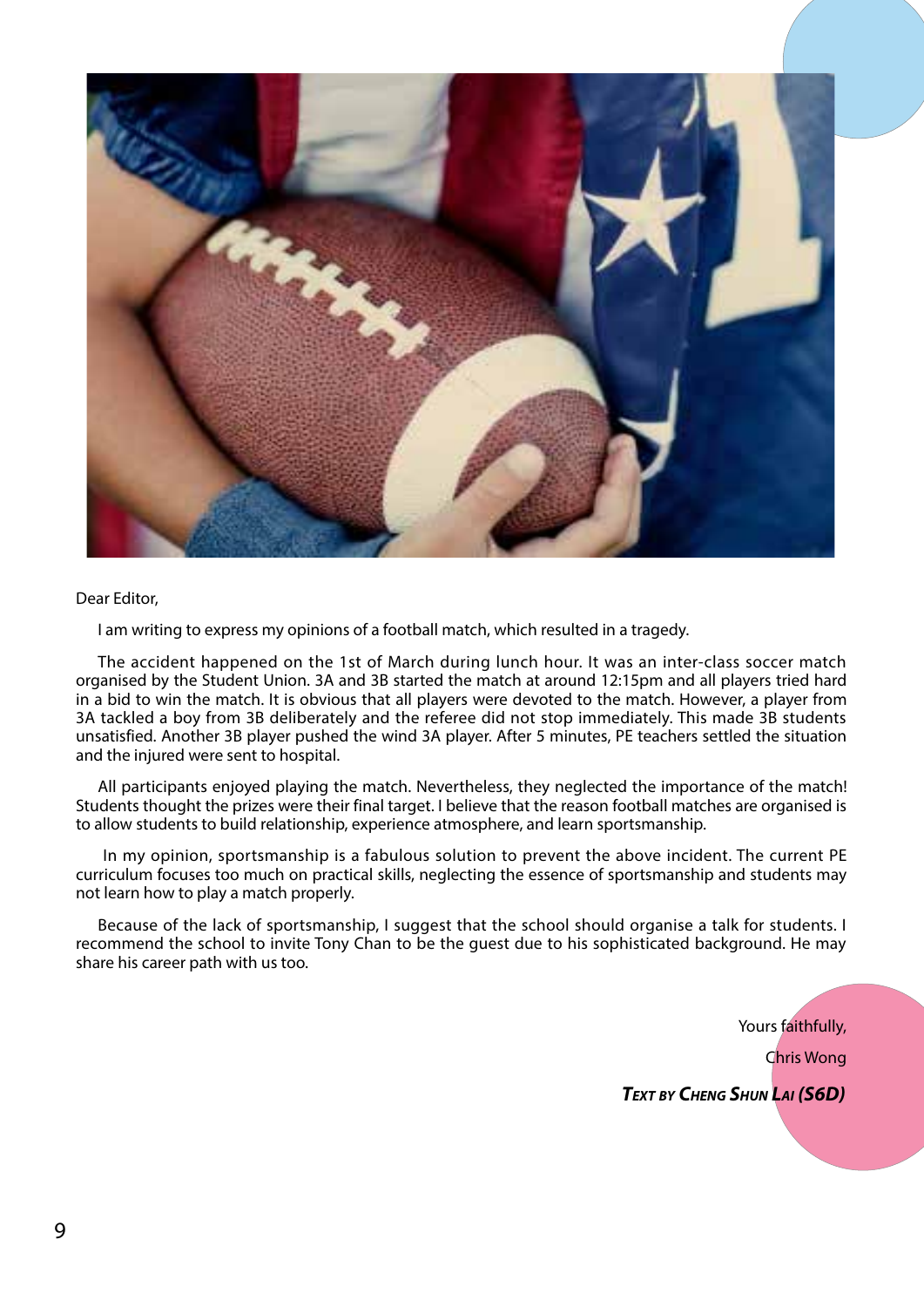Dear Editor,

I am writing to express my opinions of a football match, which resulted in a tragedy.

The accident happened on the 1st of March during lunch hour. It was an inter-class soccer match organised by the Student Union. 3A and 3B started the match at around 12:15pm and all players tried hard in a bid to win the match. It is obvious that all players were devoted to the match. However, a player from 3A tackled a boy from 3B deliberately and the referee did not stop immediately. This made 3B students unsatisfied. Another 3B player pushed the wind 3A player. After 5 minutes, PE teachers settled the situation and the injured were sent to hospital.

All participants enjoyed playing the match. Nevertheless, they neglected the importance of the match! Students thought the prizes were their final target. I believe that the reason football matches are organised is to allow students to build relationship, experience atmosphere, and learn sportsmanship.

In my opinion, sportsmanship is a fabulous solution to prevent the above incident. The current PE curriculum focuses too much on practical skills, neglecting the essence of sportsmanship and students may not learn how to play a match properly.

Because of the lack of sportsmanship, I suggest that the school should organise a talk for students. I recommend the school to invite Tony Chan to be the guest due to his sophisticated background. He may share his career path with us too.

Yours faithfully,

Chris Wong

***Text by Cheng Shun Lai (S6D)***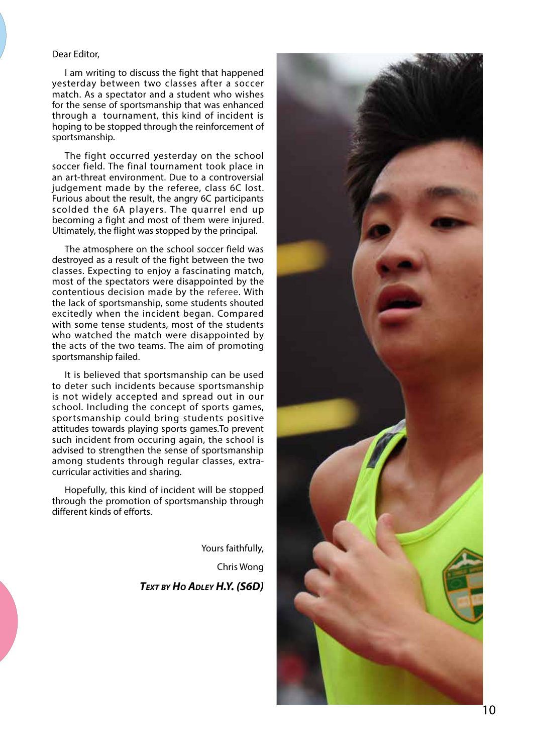Dear Editor,

I am writing to discuss the fight that happened yesterday between two classes after a soccer match. As a spectator and a student who wishes for the sense of sportsmanship that was enhanced through a tournament, this kind of incident is hoping to be stopped through the reinforcement of sportsmanship.

The fight occurred yesterday on the school soccer field. The final tournament took place in an art-threat environment. Due to a controversial judgement made by the referee, class 6C lost. Furious about the result, the angry 6C participants scolded the 6A players. The quarrel end up becoming a fight and most of them were injured. Ultimately, the flight was stopped by the principal.

The atmosphere on the school soccer field was destroyed as a result of the fight between the two classes. Expecting to enjoy a fascinating match, most of the spectators were disappointed by the contentious decision made by the referee. With the lack of sportsmanship, some students shouted excitedly when the incident began. Compared with some tense students, most of the students who watched the match were disappointed by the acts of the two teams. The aim of promoting sportsmanship failed.

It is believed that sportsmanship can be used to deter such incidents because sportsmanship is not widely accepted and spread out in our school. Including the concept of sports games, sportsmanship could bring students positive attitudes towards playing sports games.To prevent such incident from occuring again, the school is advised to strengthen the sense of sportsmanship among students through regular classes, extra-curricular activities and sharing.

Hopefully, this kind of incident will be stopped through the promotion of sportsmanship through different kinds of efforts.

Yours faithfully,

Chris Wong

***Text by Ho Adley H.Y. (S6D)***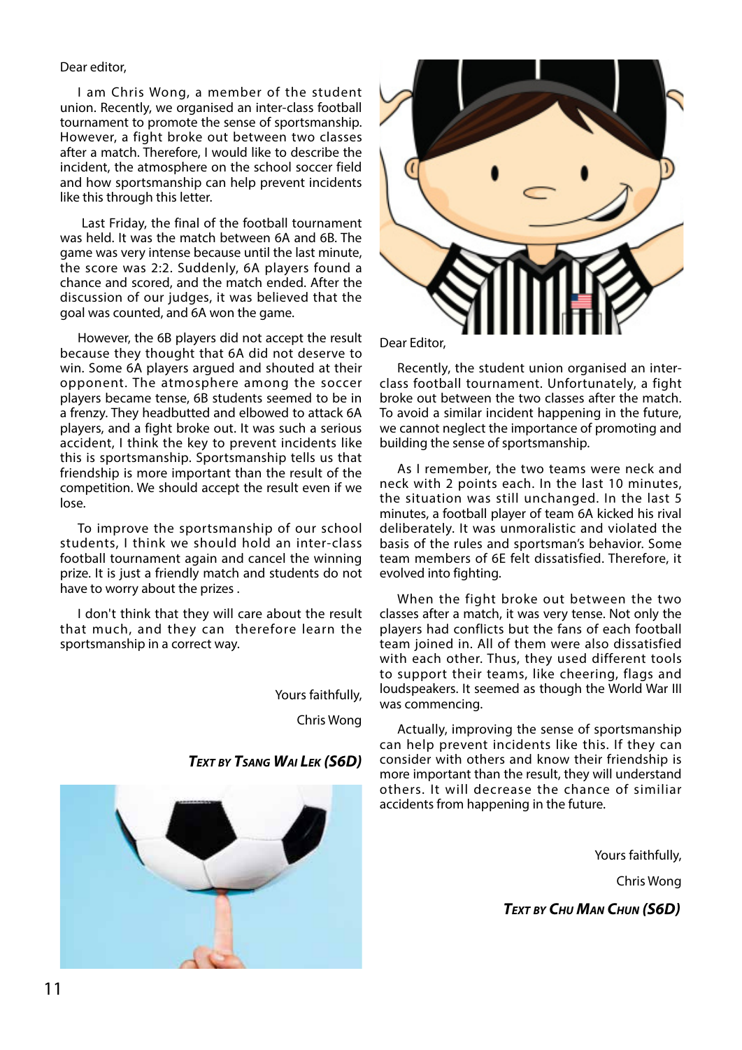Dear editor,

I am Chris Wong, a member of the student union. Recently, we organised an inter-class football tournament to promote the sense of sportsmanship. However, a fight broke out between two classes after a match. Therefore, I would like to describe the incident, the atmosphere on the school soccer field and how sportsmanship can help prevent incidents like this through this letter.

Last Friday, the final of the football tournament was held. It was the match between 6A and 6B. The game was very intense because until the last minute, the score was 2:2. Suddenly, 6A players found a chance and scored, and the match ended. After the discussion of our judges, it was believed that the goal was counted, and 6A won the game.

However, the 6B players did not accept the result because they thought that 6A did not deserve to win. Some 6A players argued and shouted at their opponent. The atmosphere among the soccer players became tense, 6B students seemed to be in a frenzy. They headbutted and elbowed to attack 6A players, and a fight broke out. It was such a serious accident, I think the key to prevent incidents like this is sportsmanship. Sportsmanship tells us that friendship is more important than the result of the competition. We should accept the result even if we lose.

To improve the sportsmanship of our school students, I think we should hold an inter-class football tournament again and cancel the winning prize. It is just a friendly match and students do not have to worry about the prizes .

I don't think that they will care about the result that much, and they can therefore learn the sportsmanship in a correct way.

Yours faithfully,

Chris Wong

***Text by Tsang Wai Lek (S6D)***

Dear Editor,

Recently, the student union organised an inter-class football tournament. Unfortunately, a fight broke out between the two classes after the match. To avoid a similar incident happening in the future, we cannot neglect the importance of promoting and building the sense of sportsmanship.

As I remember, the two teams were neck and neck with 2 points each. In the last 10 minutes, the situation was still unchanged. In the last 5 minutes, a football player of team 6A kicked his rival deliberately. It was unmoralistic and violated the basis of the rules and sportsman's behavior. Some team members of 6E felt dissatisfied. Therefore, it evolved into fighting.

When the fight broke out between the two classes after a match, it was very tense. Not only the players had conflicts but the fans of each football team joined in. All of them were also dissatisfied with each other. Thus, they used different tools to support their teams, like cheering, flags and loudspeakers. It seemed as though the World War III was commencing.

Actually, improving the sense of sportsmanship can help prevent incidents like this. If they can consider with others and know their friendship is more important than the result, they will understand others. It will decrease the chance of similiar accidents from happening in the future.

Yours faithfully,

Chris Wong

***Text by Chu Man Chun (S6D)***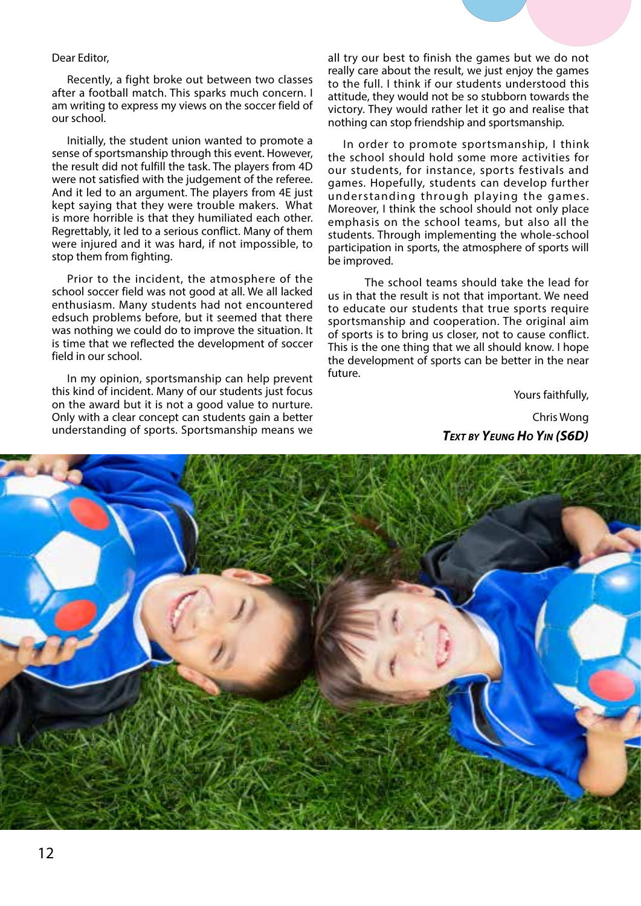Dear Editor,

Recently, a fight broke out between two classes after a football match. This sparks much concern. I am writing to express my views on the soccer field of our school.

Initially, the student union wanted to promote a sense of sportsmanship through this event. However, the result did not fulfill the task. The players from 4D were not satisfied with the judgement of the referee. And it led to an argument. The players from 4E just kept saying that they were trouble makers. What is more horrible is that they humiliated each other. Regrettably, it led to a serious conflict. Many of them were injured and it was hard, if not impossible, to stop them from fighting.

Prior to the incident, the atmosphere of the school soccer field was not good at all. We all lacked enthusiasm. Many students had not encountered edsuch problems before, but it seemed that there was nothing we could do to improve the situation. It is time that we reflected the development of soccer field in our school.

In my opinion, sportsmanship can help prevent this kind of incident. Many of our students just focus on the award but it is not a good value to nurture. Only with a clear concept can students gain a better understanding of sports. Sportsmanship means we all try our best to finish the games but we do not really care about the result, we just enjoy the games to the full. I think if our students understood this attitude, they would not be so stubborn towards the victory. They would rather let it go and realise that nothing can stop friendship and sportsmanship.

In order to promote sportsmanship, I think the school should hold some more activities for our students, for instance, sports festivals and games. Hopefully, students can develop further understanding through playing the games. Moreover, I think the school should not only place emphasis on the school teams, but also all the students. Through implementing the whole-school participation in sports, the atmosphere of sports will be improved.

The school teams should take the lead for us in that the result is not that important. We need to educate our students that true sports require sportsmanship and cooperation. The original aim of sports is to bring us closer, not to cause conflict. This is the one thing that we all should know. I hope the development of sports can be better in the near future.

Yours faithfully,

Chris Wong

***Text by Yeung Ho Yin (S6D)***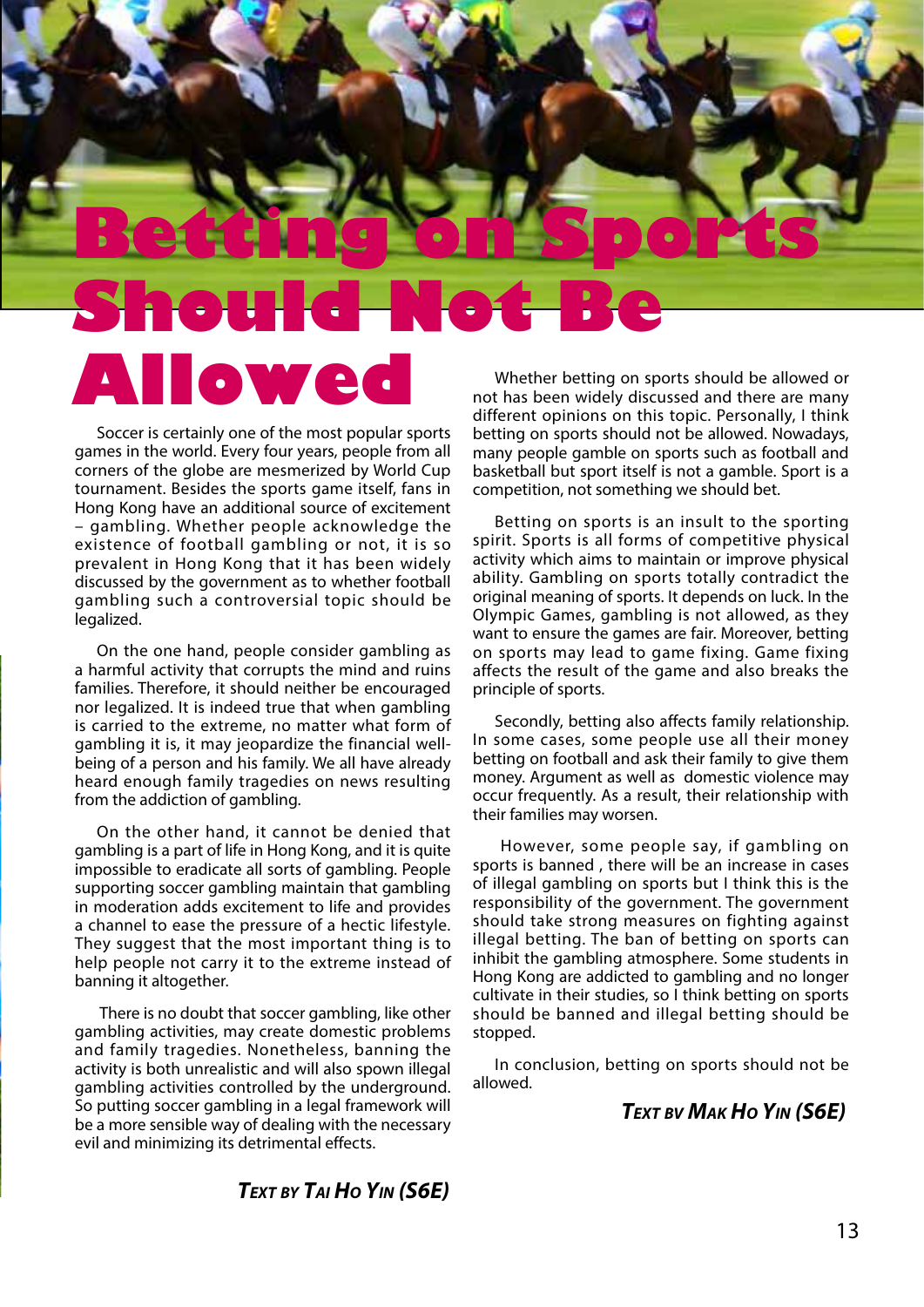# Betting on Sports Should Not Be Allowed

Soccer is certainly one of the most popular sports games in the world. Every four years, people from all corners of the globe are mesmerized by World Cup tournament. Besides the sports game itself, fans in Hong Kong have an additional source of excitement – gambling. Whether people acknowledge the existence of football gambling or not, it is so prevalent in Hong Kong that it has been widely discussed by the government as to whether football gambling such a controversial topic should be legalized.

On the one hand, people consider gambling as a harmful activity that corrupts the mind and ruins families. Therefore, it should neither be encouraged nor legalized. It is indeed true that when gambling is carried to the extreme, no matter what form of gambling it is, it may jeopardize the financial well-being of a person and his family. We all have already heard enough family tragedies on news resulting from the addiction of gambling.

On the other hand, it cannot be denied that gambling is a part of life in Hong Kong, and it is quite impossible to eradicate all sorts of gambling. People supporting soccer gambling maintain that gambling in moderation adds excitement to life and provides a channel to ease the pressure of a hectic lifestyle. They suggest that the most important thing is to help people not carry it to the extreme instead of banning it altogether.

There is no doubt that soccer gambling, like other gambling activities, may create domestic problems and family tragedies. Nonetheless, banning the activity is both unrealistic and will also spown illegal gambling activities controlled by the underground. So putting soccer gambling in a legal framework will be a more sensible way of dealing with the necessary evil and minimizing its detrimental effects.

***Text by Tai Ho Yin (S6E)***

Whether betting on sports should be allowed or not has been widely discussed and there are many different opinions on this topic. Personally, I think betting on sports should not be allowed. Nowadays, many people gamble on sports such as football and basketball but sport itself is not a gamble. Sport is a competition, not something we should bet.

Betting on sports is an insult to the sporting spirit. Sports is all forms of competitive physical activity which aims to maintain or improve physical ability. Gambling on sports totally contradict the original meaning of sports. It depends on luck. In the Olympic Games, gambling is not allowed, as they want to ensure the games are fair. Moreover, betting on sports may lead to game fixing. Game fixing affects the result of the game and also breaks the principle of sports.

Secondly, betting also affects family relationship. In some cases, some people use all their money betting on football and ask their family to give them money. Argument as well as domestic violence may occur frequently. As a result, their relationship with their families may worsen.

However, some people say, if gambling on sports is banned , there will be an increase in cases of illegal gambling on sports but I think this is the responsibility of the government. The government should take strong measures on fighting against illegal betting. The ban of betting on sports can inhibit the gambling atmosphere. Some students in Hong Kong are addicted to gambling and no longer cultivate in their studies, so I think betting on sports should be banned and illegal betting should be stopped.

In conclusion, betting on sports should not be allowed.

***Text bv Mak Ho Yin (S6E)***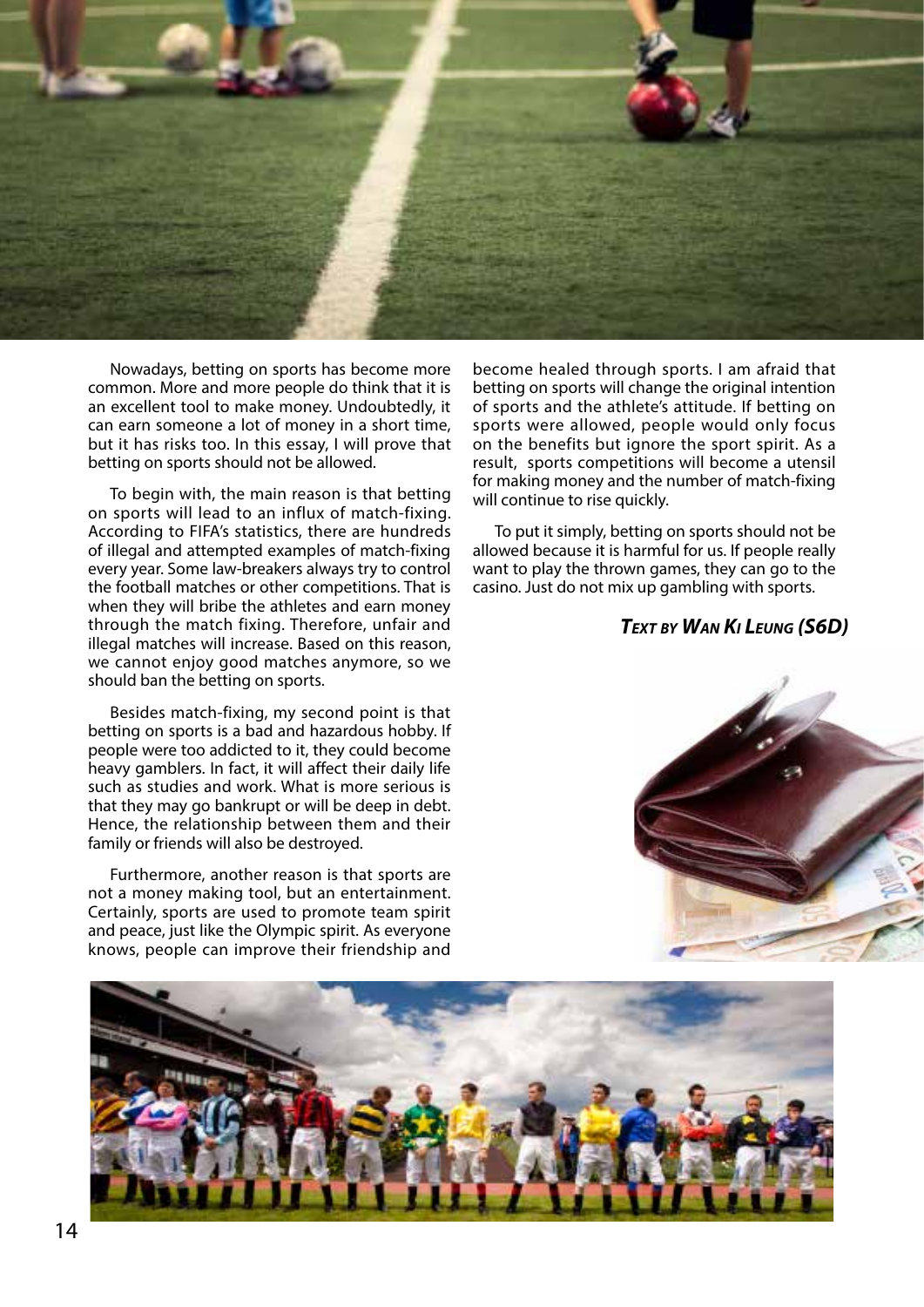Nowadays, betting on sports has become more common. More and more people do think that it is an excellent tool to make money. Undoubtedly, it can earn someone a lot of money in a short time, but it has risks too. In this essay, I will prove that betting on sports should not be allowed.

To begin with, the main reason is that betting on sports will lead to an influx of match-fixing. According to FIFA's statistics, there are hundreds of illegal and attempted examples of match-fixing every year. Some law-breakers always try to control the football matches or other competitions. That is when they will bribe the athletes and earn money through the match fixing. Therefore, unfair and illegal matches will increase. Based on this reason, we cannot enjoy good matches anymore, so we should ban the betting on sports.

Besides match-fixing, my second point is that betting on sports is a bad and hazardous hobby. If people were too addicted to it, they could become heavy gamblers. In fact, it will affect their daily life such as studies and work. What is more serious is that they may go bankrupt or will be deep in debt. Hence, the relationship between them and their family or friends will also be destroyed.

Furthermore, another reason is that sports are not a money making tool, but an entertainment. Certainly, sports are used to promote team spirit and peace, just like the Olympic spirit. As everyone knows, people can improve their friendship and become healed through sports. I am afraid that betting on sports will change the original intention of sports and the athlete's attitude. If betting on sports were allowed, people would only focus on the benefits but ignore the sport spirit. As a result, sports competitions will become a utensil for making money and the number of match-fixing will continue to rise quickly.

To put it simply, betting on sports should not be allowed because it is harmful for us. If people really want to play the thrown games, they can go to the casino. Just do not mix up gambling with sports.

***Text by Wan Ki Leung (S6D)***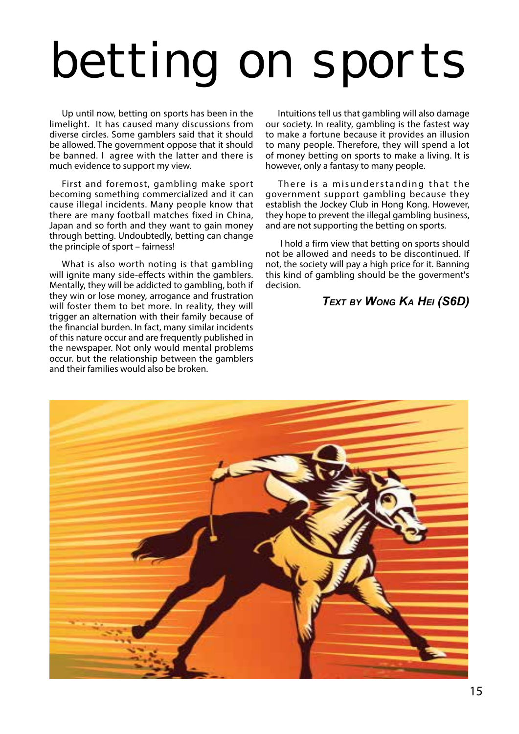# betting on sports

Up until now, betting on sports has been in the limelight. It has caused many discussions from diverse circles. Some gamblers said that it should be allowed. The government oppose that it should be banned. I agree with the latter and there is much evidence to support my view.

First and foremost, gambling make sport becoming something commercialized and it can cause illegal incidents. Many people know that there are many football matches fixed in China, Japan and so forth and they want to gain money through betting. Undoubtedly, betting can change the principle of sport – fairness!

What is also worth noting is that gambling will ignite many side-effects within the gamblers. Mentally, they will be addicted to gambling, both if they win or lose money, arrogance and frustration will foster them to bet more. In reality, they will trigger an alternation with their family because of the financial burden. In fact, many similar incidents of this nature occur and are frequently published in the newspaper. Not only would mental problems occur. but the relationship between the gamblers and their families would also be broken.

Intuitions tell us that gambling will also damage our society. In reality, gambling is the fastest way to make a fortune because it provides an illusion to many people. Therefore, they will spend a lot of money betting on sports to make a living. It is however, only a fantasy to many people.

There is a misunderstanding that the government support gambling because they establish the Jockey Club in Hong Kong. However, they hope to prevent the illegal gambling business, and are not supporting the betting on sports.

I hold a firm view that betting on sports should not be allowed and needs to be discontinued. If not, the society will pay a high price for it. Banning this kind of gambling should be the goverment's decision.

***Text by Wong Ka Hei (S6D)***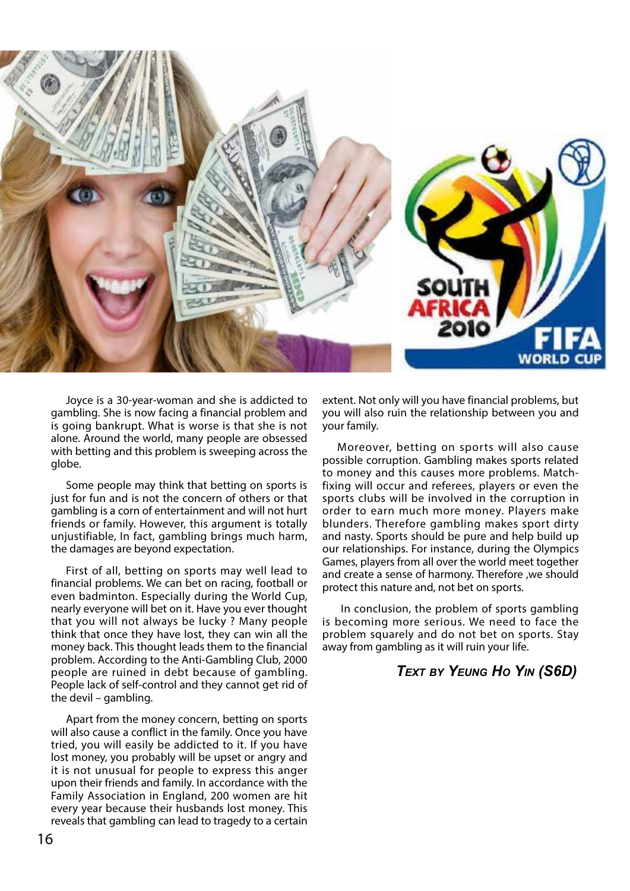Joyce is a 30-year-woman and she is addicted to gambling. She is now facing a financial problem and is going bankrupt. What is worse is that she is not alone. Around the world, many people are obsessed with betting and this problem is sweeping across the globe.

Some people may think that betting on sports is just for fun and is not the concern of others or that gambling is a corn of entertainment and will not hurt friends or family. However, this argument is totally unjustifiable, In fact, gambling brings much harm, the damages are beyond expectation.

First of all, betting on sports may well lead to financial problems. We can bet on racing, football or even badminton. Especially during the World Cup, nearly everyone will bet on it. Have you ever thought that you will not always be lucky ? Many people think that once they have lost, they can win all the money back. This thought leads them to the financial problem. According to the Anti-Gambling Club, 2000 people are ruined in debt because of gambling. People lack of self-control and they cannot get rid of the devil – gambling.

Apart from the money concern, betting on sports will also cause a conflict in the family. Once you have tried, you will easily be addicted to it. If you have lost money, you probably will be upset or angry and it is not unusual for people to express this anger upon their friends and family. In accordance with the Family Association in England, 200 women are hit every year because their husbands lost money. This reveals that gambling can lead to tragedy to a certain extent. Not only will you have financial problems, but you will also ruin the relationship between you and your family.

Moreover, betting on sports will also cause possible corruption. Gambling makes sports related to money and this causes more problems. Match-fixing will occur and referees, players or even the sports clubs will be involved in the corruption in order to earn much more money. Players make blunders. Therefore gambling makes sport dirty and nasty. Sports should be pure and help build up our relationships. For instance, during the Olympics Games, players from all over the world meet together and create a sense of harmony. Therefore ,we should protect this nature and, not bet on sports.

In conclusion, the problem of sports gambling is becoming more serious. We need to face the problem squarely and do not bet on sports. Stay away from gambling as it will ruin your life.

***Text by Yeung Ho Yin (S6D)***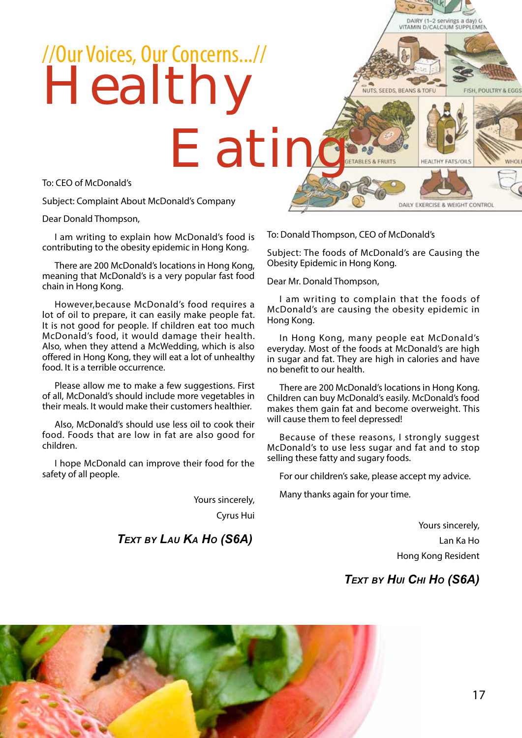//Our Voices, Our Concerns...//

# Healthy Eating

To: CEO of McDonald's

Subject: Complaint About McDonald's Company

Dear Donald Thompson,

I am writing to explain how McDonald's food is contributing to the obesity epidemic in Hong Kong.

There are 200 McDonald's locations in Hong Kong, meaning that McDonald's is a very popular fast food chain in Hong Kong.

However,because McDonald's food requires a lot of oil to prepare, it can easily make people fat. It is not good for people. If children eat too much McDonald's food, it would damage their health. Also, when they attend a McWedding, which is also offered in Hong Kong, they will eat a lot of unhealthy food. It is a terrible occurrence.

Please allow me to make a few suggestions. First of all, McDonald's should include more vegetables in their meals. It would make their customers healthier.

Also, McDonald's should use less oil to cook their food. Foods that are low in fat are also good for children.

I hope McDonald can improve their food for the safety of all people.

Yours sincerely,

Cyrus Hui

***Text by Lau Ka Ho (S6A)***

To: Donald Thompson, CEO of McDonald's

Subject: The foods of McDonald's are Causing the Obesity Epidemic in Hong Kong.

Dear Mr. Donald Thompson,

I am writing to complain that the foods of McDonald's are causing the obesity epidemic in Hong Kong.

In Hong Kong, many people eat McDonald's everyday. Most of the foods at McDonald's are high in sugar and fat. They are high in calories and have no benefit to our health.

There are 200 McDonald's locations in Hong Kong. Children can buy McDonald's easily. McDonald's food makes them gain fat and become overweight. This will cause them to feel depressed!

Because of these reasons, I strongly suggest McDonald's to use less sugar and fat and to stop selling these fatty and sugary foods.

For our children's sake, please accept my advice.

Many thanks again for your time.

Yours sincerely,

Lan Ka Ho

Hong Kong Resident

***Text by Hui Chi Ho (S6A)***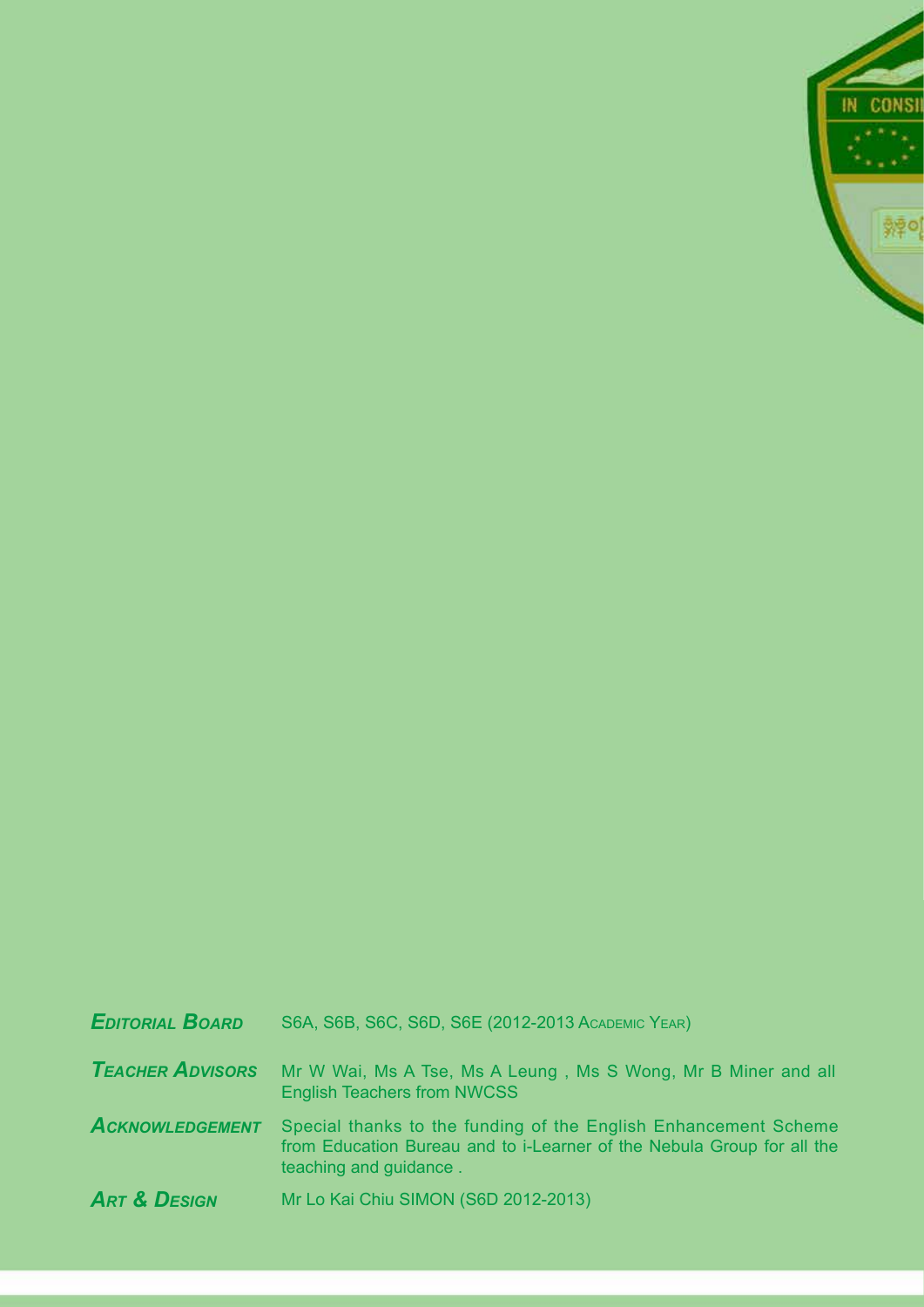| | |
|---|---|
| ***Editorial Board*** | S6A, S6B, S6C, S6D, S6E (2012-2013 Academic Year) |
| ***Teacher Advisors*** | Mr W Wai, Ms A Tse, Ms A Leung , Ms S Wong, Mr B Miner and all English Teachers from NWCSS |
| ***Acknowledgement*** | Special thanks to the funding of the English Enhancement Scheme from Education Bureau and to i-Learner of the Nebula Group for all the teaching and guidance . |
| ***Art & Design*** | Mr Lo Kai Chiu SIMON (S6D 2012-2013) |